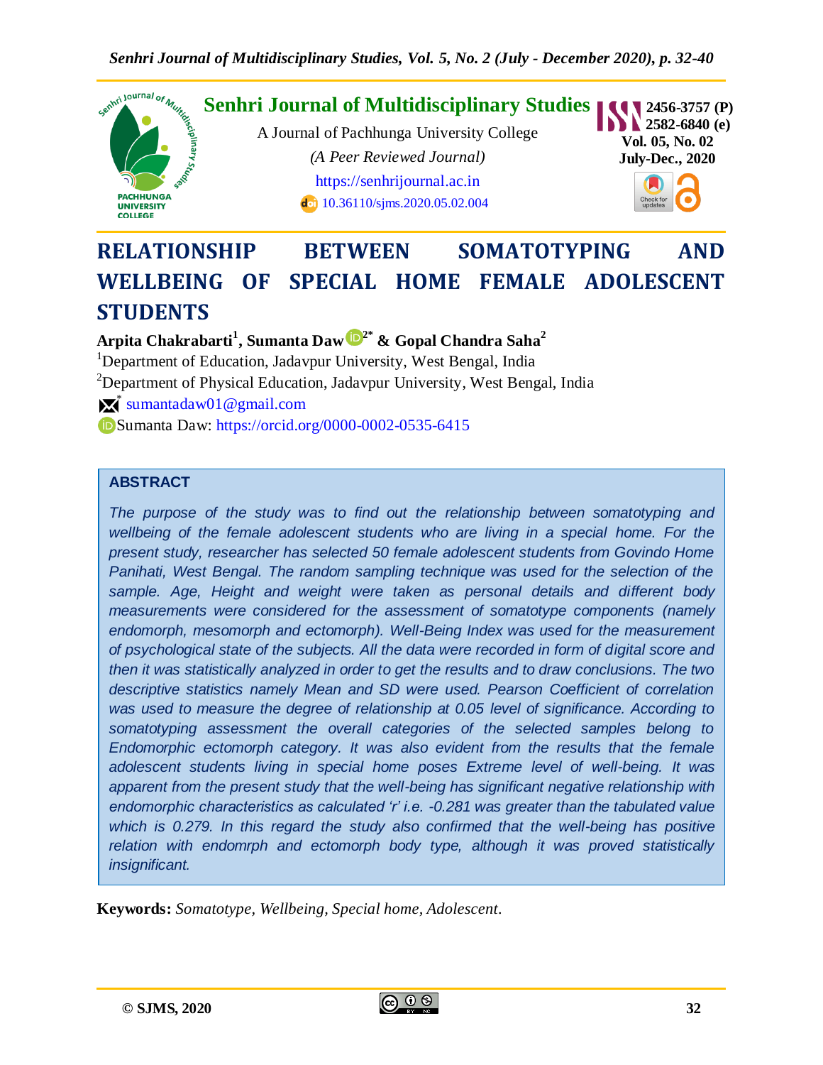Senhri Journal of Multidisciplinary Studies

A Journal of Pachhunga University College

*(A Peer Reviewed Journal)*

https://senhrijournal.ac.in

10.36110/sjms.2020.05.02.004

2456-3757 (P)
2582-6840 (e)
Vol. 05, No. 02
July-Dec., 2020

# RELATIONSHIP BETWEEN SOMATOTYPING AND WELLBEING OF SPECIAL HOME FEMALE ADOLESCENT STUDENTS

**Arpita Chakrabarti[1], Sumanta Daw[2*] & Gopal Chandra Saha[2]**

[1]Department of Education, Jadavpur University, West Bengal, India

[2]Department of Physical Education, Jadavpur University, West Bengal, India

[*] sumantadaw01@gmail.com

Sumanta Daw: https://orcid.org/0000-0002-0535-6415

## ABSTRACT

*The purpose of the study was to find out the relationship between somatotyping and wellbeing of the female adolescent students who are living in a special home. For the present study, researcher has selected 50 female adolescent students from Govindo Home Panihati, West Bengal. The random sampling technique was used for the selection of the sample. Age, Height and weight were taken as personal details and different body measurements were considered for the assessment of somatotype components (namely endomorph, mesomorph and ectomorph). Well-Being Index was used for the measurement of psychological state of the subjects. All the data were recorded in form of digital score and then it was statistically analyzed in order to get the results and to draw conclusions. The two descriptive statistics namely Mean and SD were used. Pearson Coefficient of correlation was used to measure the degree of relationship at 0.05 level of significance. According to somatotyping assessment the overall categories of the selected samples belong to Endomorphic ectomorph category. It was also evident from the results that the female adolescent students living in special home poses Extreme level of well-being. It was apparent from the present study that the well-being has significant negative relationship with endomorphic characteristics as calculated 'r' i.e. -0.281 was greater than the tabulated value which is 0.279. In this regard the study also confirmed that the well-being has positive relation with endomrph and ectomorph body type, although it was proved statistically insignificant.*

**Keywords:** *Somatotype, Wellbeing, Special home, Adolescent.*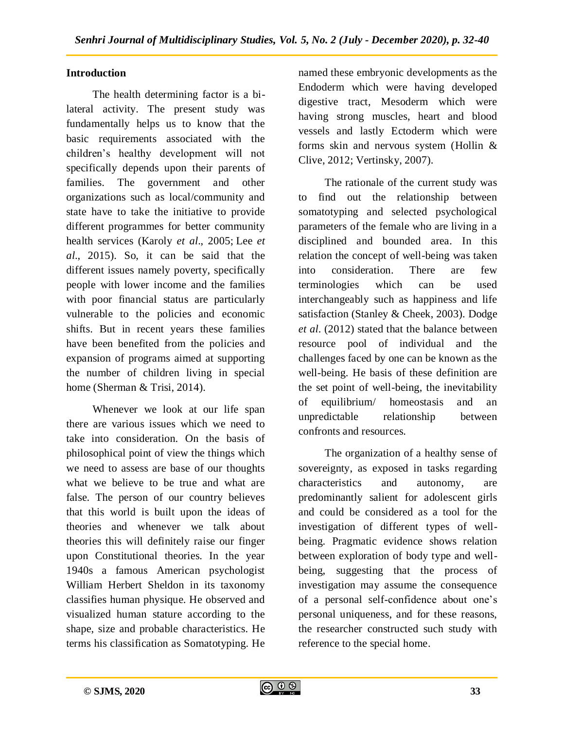## Introduction

The health determining factor is a bi-lateral activity. The present study was fundamentally helps us to know that the basic requirements associated with the children's healthy development will not specifically depends upon their parents of families. The government and other organizations such as local/community and state have to take the initiative to provide different programmes for better community health services (Karoly *et al*., 2005; Lee *et al*., 2015). So, it can be said that the different issues namely poverty, specifically people with lower income and the families with poor financial status are particularly vulnerable to the policies and economic shifts. But in recent years these families have been benefited from the policies and expansion of programs aimed at supporting the number of children living in special home (Sherman & Trisi, 2014).

Whenever we look at our life span there are various issues which we need to take into consideration. On the basis of philosophical point of view the things which we need to assess are base of our thoughts what we believe to be true and what are false. The person of our country believes that this world is built upon the ideas of theories and whenever we talk about theories this will definitely raise our finger upon Constitutional theories. In the year 1940s a famous American psychologist William Herbert Sheldon in its taxonomy classifies human physique. He observed and visualized human stature according to the shape, size and probable characteristics. He terms his classification as Somatotyping. He named these embryonic developments as the Endoderm which were having developed digestive tract, Mesoderm which were having strong muscles, heart and blood vessels and lastly Ectoderm which were forms skin and nervous system (Hollin & Clive, 2012; Vertinsky, 2007).

The rationale of the current study was to find out the relationship between somatotyping and selected psychological parameters of the female who are living in a disciplined and bounded area. In this relation the concept of well-being was taken into consideration. There are few terminologies which can be used interchangeably such as happiness and life satisfaction (Stanley & Cheek, 2003). Dodge *et al*. (2012) stated that the balance between resource pool of individual and the challenges faced by one can be known as the well-being. He basis of these definition are the set point of well-being, the inevitability of equilibrium/ homeostasis and an unpredictable relationship between confronts and resources.

The organization of a healthy sense of sovereignty, as exposed in tasks regarding characteristics and autonomy, are predominantly salient for adolescent girls and could be considered as a tool for the investigation of different types of well-being. Pragmatic evidence shows relation between exploration of body type and well-being, suggesting that the process of investigation may assume the consequence of a personal self-confidence about one's personal uniqueness, and for these reasons, the researcher constructed such study with reference to the special home.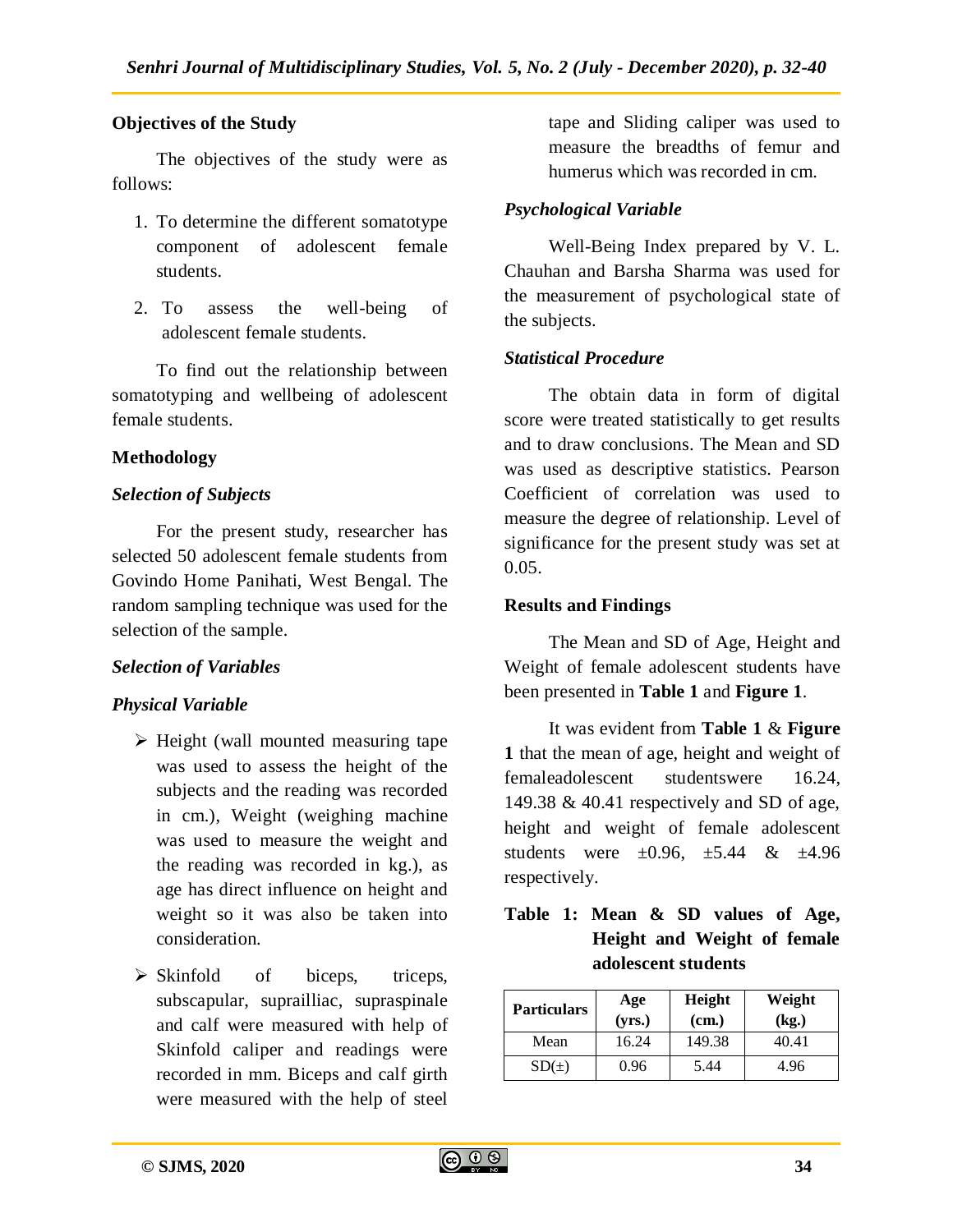**Objectives of the Study**

The objectives of the study were as follows:

1. To determine the different somatotype component of adolescent female students.
2. To assess the well-being of adolescent female students.

To find out the relationship between somatotyping and wellbeing of adolescent female students.

**Methodology**

***Selection of Subjects***

For the present study, researcher has selected 50 adolescent female students from Govindo Home Panihati, West Bengal. The random sampling technique was used for the selection of the sample.

***Selection of Variables***

***Physical Variable***

- Height (wall mounted measuring tape was used to assess the height of the subjects and the reading was recorded in cm.), Weight (weighing machine was used to measure the weight and the reading was recorded in kg.), as age has direct influence on height and weight so it was also be taken into consideration.
- Skinfold of biceps, triceps, suprailliac, supraspinale and calf were measured with help of Skinfold caliper and readings were recorded in mm. Biceps and calf girth were measured with the help of steel tape and Sliding caliper was used to measure the breadths of femur and humerus which was recorded in cm.

***Psychological Variable***

Well-Being Index prepared by V. L. Chauhan and Barsha Sharma was used for the measurement of psychological state of the subjects.

***Statistical Procedure***

The obtain data in form of digital score were treated statistically to get results and to draw conclusions. The Mean and SD was used as descriptive statistics. Pearson Coefficient of correlation was used to measure the degree of relationship. Level of significance for the present study was set at 0.05.

**Results and Findings**

The Mean and SD of Age, Height and Weight of female adolescent students have been presented in **Table 1** and **Figure 1**.

It was evident from **Table 1** & **Figure 1** that the mean of age, height and weight of femaleadolescent studentswere 16.24, 149.38 & 40.41 respectively and SD of age, height and weight of female adolescent students were ±0.96, ±5.44 & ±4.96 respectively.

**Table 1: Mean & SD values of Age, Height and Weight of female adolescent students**

| Particulars | Age (yrs.) | Height (cm.) | Weight (kg.) |
|---|---|---|---|
| Mean | 16.24 | 149.38 | 40.41 |
| SD(±) | 0.96 | 5.44 | 4.96 |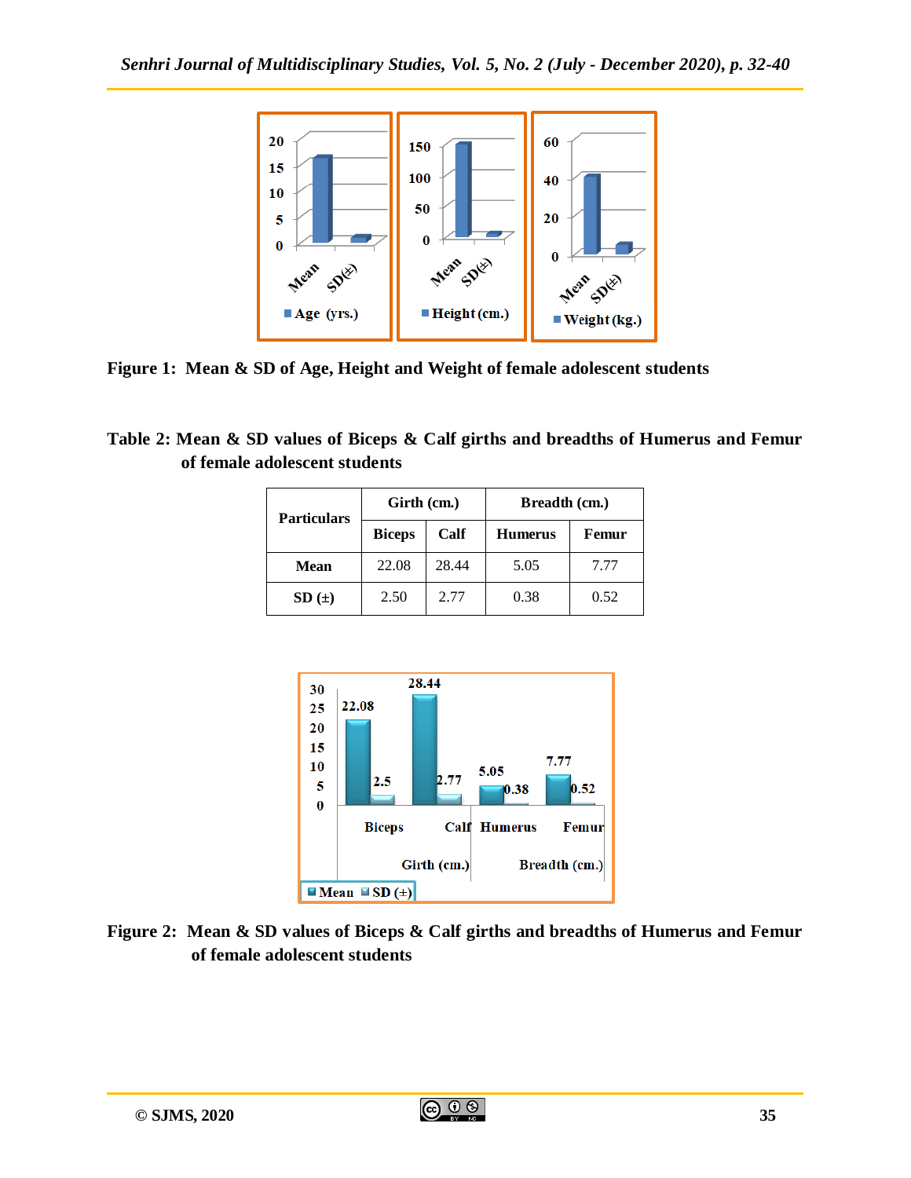**Figure 1: Mean & SD of Age, Height and Weight of female adolescent students**

**Table 2: Mean & SD values of Biceps & Calf girths and breadths of Humerus and Femur of female adolescent students**

| Particulars | Girth (cm.) | | Breadth (cm.) | |
|---|---|---|---|---|
| | Biceps | Calf | Humerus | Femur |
| **Mean** | 22.08 | 28.44 | 5.05 | 7.77 |
| **SD (±)** | 2.50 | 2.77 | 0.38 | 0.52 |

**Figure 2: Mean & SD values of Biceps & Calf girths and breadths of Humerus and Femur of female adolescent students**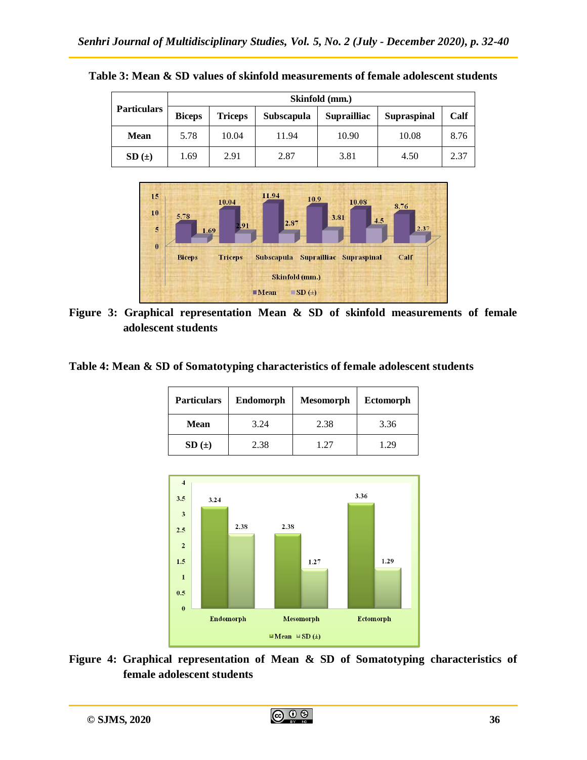**Table 3: Mean & SD values of skinfold measurements of female adolescent students**

| Particulars | Skinfold (mm.) | | | | | |
|---|---|---|---|---|---|---|
| | Biceps | Triceps | Subscapula | Suprailliac | Supraspinal | Calf |
| **Mean** | 5.78 | 10.04 | 11.94 | 10.90 | 10.08 | 8.76 |
| **SD (±)** | 1.69 | 2.91 | 2.87 | 3.81 | 4.50 | 2.37 |

**Figure 3: Graphical representation Mean & SD of skinfold measurements of female adolescent students**

**Table 4: Mean & SD of Somatotyping characteristics of female adolescent students**

| Particulars | Endomorph | Mesomorph | Ectomorph |
|---|---|---|---|
| **Mean** | 3.24 | 2.38 | 3.36 |
| **SD (±)** | 2.38 | 1.27 | 1.29 |

**Figure 4: Graphical representation of Mean & SD of Somatotyping characteristics of female adolescent students**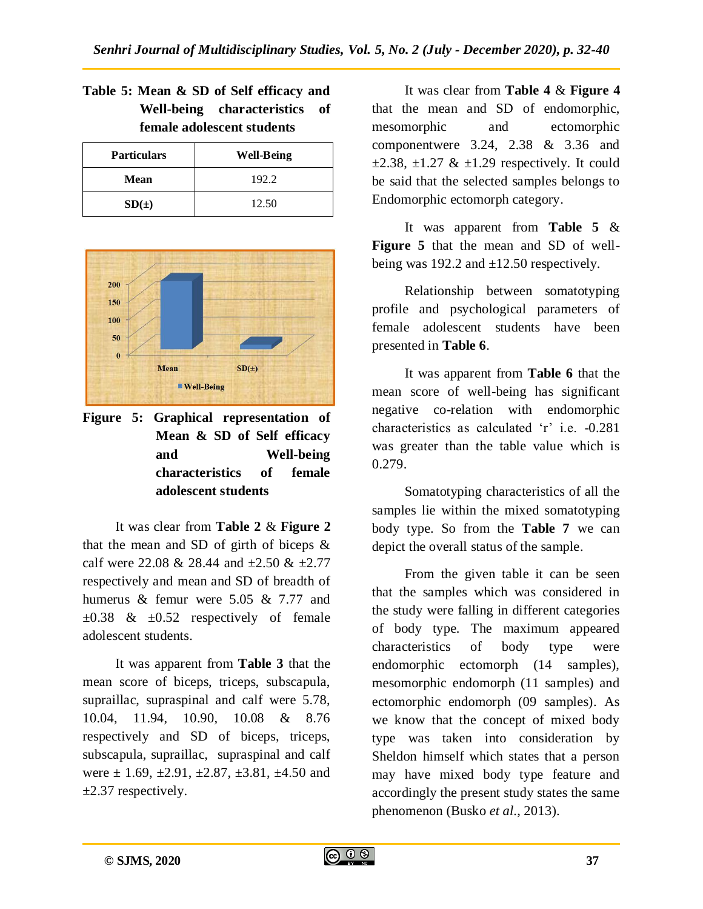**Table 5: Mean & SD of Self efficacy and Well-being characteristics of female adolescent students**

| Particulars | Well-Being |
|---|---|
| Mean | 192.2 |
| SD(±) | 12.50 |

**Figure 5: Graphical representation of Mean & SD of Self efficacy and Well-being characteristics of female adolescent students**

It was clear from **Table 2** & **Figure 2** that the mean and SD of girth of biceps & calf were 22.08 & 28.44 and ±2.50 & ±2.77 respectively and mean and SD of breadth of humerus & femur were 5.05 & 7.77 and ±0.38 & ±0.52 respectively of female adolescent students.

It was apparent from **Table 3** that the mean score of biceps, triceps, subscapula, supraillac, supraspinal and calf were 5.78, 10.04, 11.94, 10.90, 10.08 & 8.76 respectively and SD of biceps, triceps, subscapula, supraillac, supraspinal and calf were ± 1.69, ±2.91, ±2.87, ±3.81, ±4.50 and ±2.37 respectively.

It was clear from **Table 4** & **Figure 4** that the mean and SD of endomorphic, mesomorphic and ectomorphic componentwere 3.24, 2.38 & 3.36 and ±2.38, ±1.27 & ±1.29 respectively. It could be said that the selected samples belongs to Endomorphic ectomorph category.

It was apparent from **Table 5** & **Figure 5** that the mean and SD of well-being was 192.2 and ±12.50 respectively.

Relationship between somatotyping profile and psychological parameters of female adolescent students have been presented in **Table 6**.

It was apparent from **Table 6** that the mean score of well-being has significant negative co-relation with endomorphic characteristics as calculated 'r' i.e. -0.281 was greater than the table value which is 0.279.

Somatotyping characteristics of all the samples lie within the mixed somatotyping body type. So from the **Table 7** we can depict the overall status of the sample.

From the given table it can be seen that the samples which was considered in the study were falling in different categories of body type. The maximum appeared characteristics of body type were endomorphic ectomorph (14 samples), mesomorphic endomorph (11 samples) and ectomorphic endomorph (09 samples). As we know that the concept of mixed body type was taken into consideration by Sheldon himself which states that a person may have mixed body type feature and accordingly the present study states the same phenomenon (Busko *et al.*, 2013).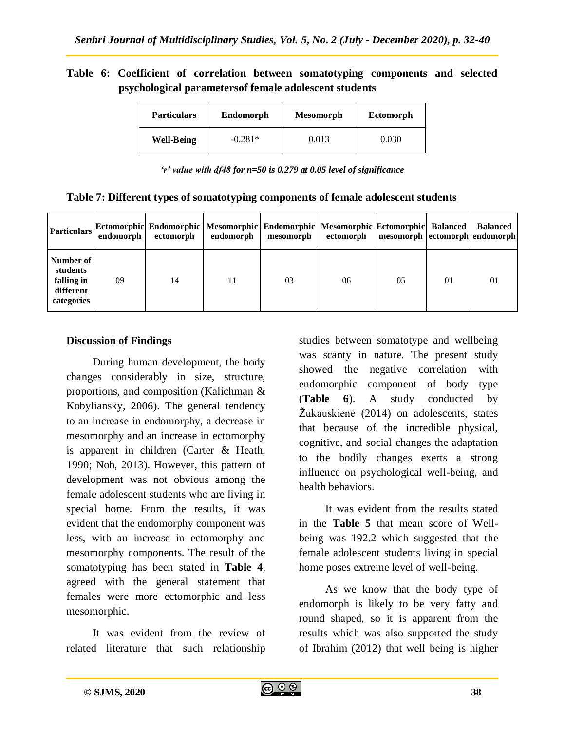**Table 6: Coefficient of correlation between somatotyping components and selected psychological parametersof female adolescent students**

| Particulars | Endomorph | Mesomorph | Ectomorph |
|---|---|---|---|
| Well-Being | -0.281* | 0.013 | 0.030 |

*'r' value with df48 for n=50 is 0.279 at 0.05 level of significance*

**Table 7: Different types of somatotyping components of female adolescent students**

| Particulars | Ectomorphic endomorph | Endomorphic ectomorph | Mesomorphic endomorph | Endomorphic mesomorph | Mesomorphic ectomorph | Ectomorphic mesomorph | Balanced ectomorph | Balanced endomorph |
|---|---|---|---|---|---|---|---|---|
| Number of students falling in different categories | 09 | 14 | 11 | 03 | 06 | 05 | 01 | 01 |

**Discussion of Findings**

During human development, the body changes considerably in size, structure, proportions, and composition (Kalichman & Kobyliansky, 2006). The general tendency to an increase in endomorphy, a decrease in mesomorphy and an increase in ectomorphy is apparent in children (Carter & Heath, 1990; Noh, 2013). However, this pattern of development was not obvious among the female adolescent students who are living in special home. From the results, it was evident that the endomorphy component was less, with an increase in ectomorphy and mesomorphy components. The result of the somatotyping has been stated in **Table 4**, agreed with the general statement that females were more ectomorphic and less mesomorphic.

It was evident from the review of related literature that such relationship studies between somatotype and wellbeing was scanty in nature. The present study showed the negative correlation with endomorphic component of body type (**Table 6**). A study conducted by Žukauskienė (2014) on adolescents, states that because of the incredible physical, cognitive, and social changes the adaptation to the bodily changes exerts a strong influence on psychological well-being, and health behaviors.

It was evident from the results stated in the **Table 5** that mean score of Well-being was 192.2 which suggested that the female adolescent students living in special home poses extreme level of well-being.

As we know that the body type of endomorph is likely to be very fatty and round shaped, so it is apparent from the results which was also supported the study of Ibrahim (2012) that well being is higher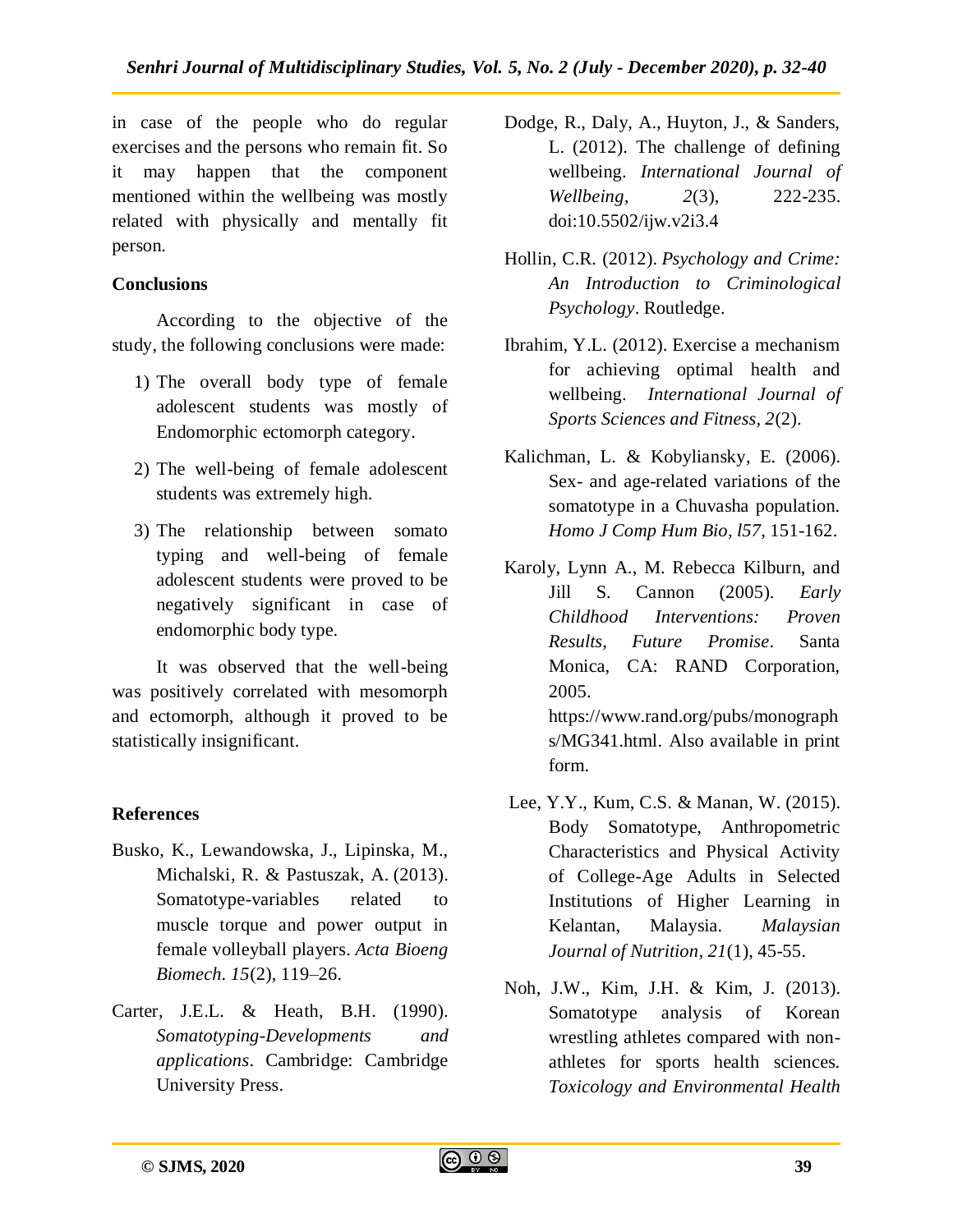in case of the people who do regular exercises and the persons who remain fit. So it may happen that the component mentioned within the wellbeing was mostly related with physically and mentally fit person.

## Conclusions

According to the objective of the study, the following conclusions were made:

1) The overall body type of female adolescent students was mostly of Endomorphic ectomorph category.
2) The well-being of female adolescent students was extremely high.
3) The relationship between somato typing and well-being of female adolescent students were proved to be negatively significant in case of endomorphic body type.

It was observed that the well-being was positively correlated with mesomorph and ectomorph, although it proved to be statistically insignificant.

## References

Busko, K., Lewandowska, J., Lipinska, M., Michalski, R. & Pastuszak, A. (2013). Somatotype-variables related to muscle torque and power output in female volleyball players. *Acta Bioeng Biomech. 15*(2), 119–26.

Carter, J.E.L. & Heath, B.H. (1990). *Somatotyping-Developments and applications*. Cambridge: Cambridge University Press.

Dodge, R., Daly, A., Huyton, J., & Sanders, L. (2012). The challenge of defining wellbeing. *International Journal of Wellbeing*, *2*(3), 222-235. doi:10.5502/ijw.v2i3.4

Hollin, C.R. (2012). *Psychology and Crime: An Introduction to Criminological Psychology*. Routledge.

Ibrahim, Y.L. (2012). Exercise a mechanism for achieving optimal health and wellbeing. *International Journal of Sports Sciences and Fitness, 2*(2).

Kalichman, L. & Kobyliansky, E. (2006). Sex- and age-related variations of the somatotype in a Chuvasha population. *Homo J Comp Hum Bio, l57*, 151-162.

Karoly, Lynn A., M. Rebecca Kilburn, and Jill S. Cannon (2005). *Early Childhood Interventions: Proven Results, Future Promise*. Santa Monica, CA: RAND Corporation, 2005. https://www.rand.org/pubs/monographs/MG341.html. Also available in print form.

Lee, Y.Y., Kum, C.S. & Manan, W. (2015). Body Somatotype, Anthropometric Characteristics and Physical Activity of College-Age Adults in Selected Institutions of Higher Learning in Kelantan, Malaysia. *Malaysian Journal of Nutrition, 21*(1), 45-55.

Noh, J.W., Kim, J.H. & Kim, J. (2013). Somatotype analysis of Korean wrestling athletes compared with non-athletes for sports health sciences. *Toxicology and Environmental Health*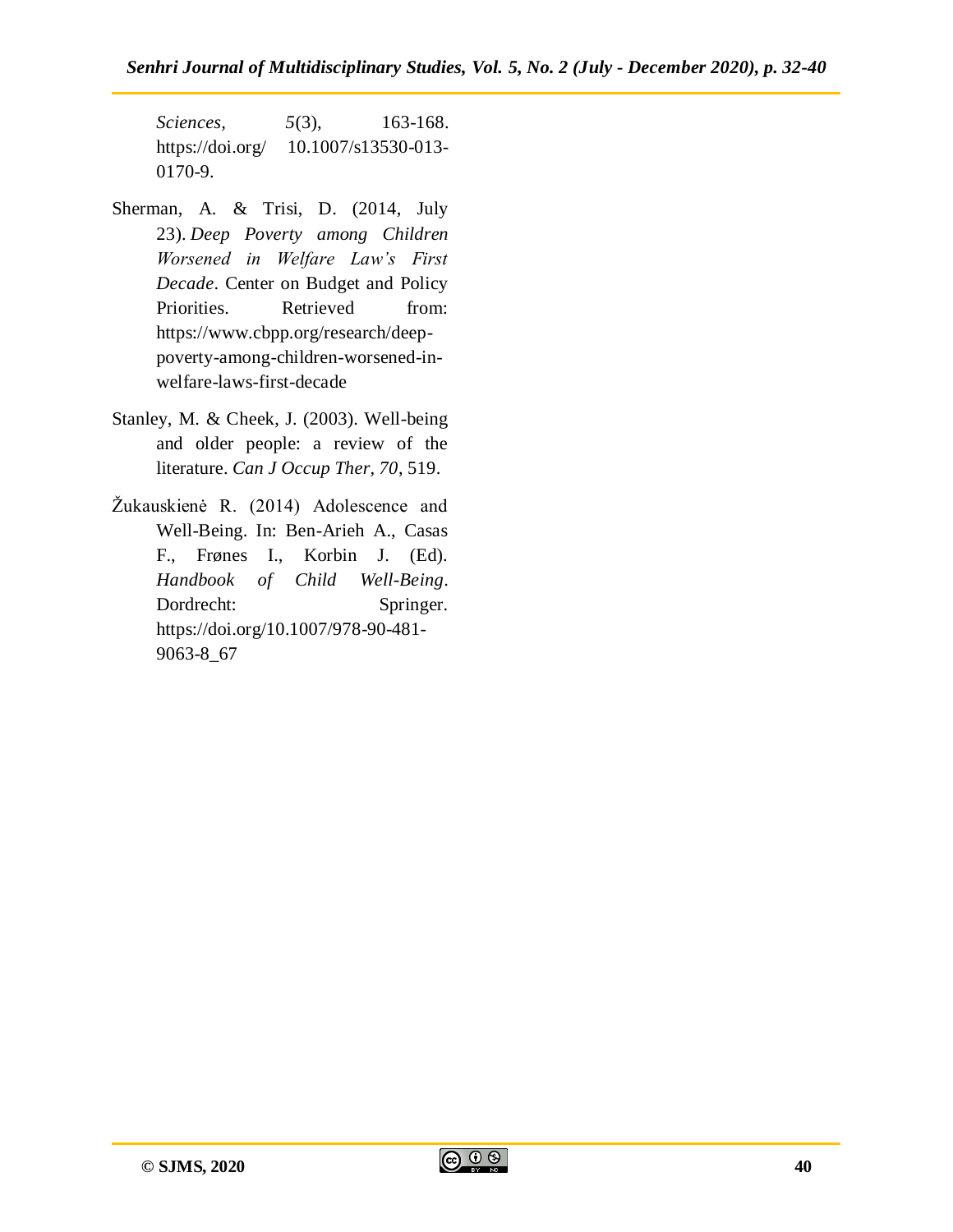*Sciences, 5*(3), 163-168. https://doi.org/ 10.1007/s13530-013-0170-9.

Sherman, A. & Trisi, D. (2014, July 23). *Deep Poverty among Children Worsened in Welfare Law's First Decade*. Center on Budget and Policy Priorities. Retrieved from: https://www.cbpp.org/research/deep-poverty-among-children-worsened-in-welfare-laws-first-decade

Stanley, M. & Cheek, J. (2003). Well-being and older people: a review of the literature. *Can J Occup Ther, 70*, 519.

Žukauskienė R. (2014) Adolescence and Well-Being. In: Ben-Arieh A., Casas F., Frønes I., Korbin J. (Ed). *Handbook of Child Well-Being*. Dordrecht: Springer. https://doi.org/10.1007/978-90-481-9063-8_67